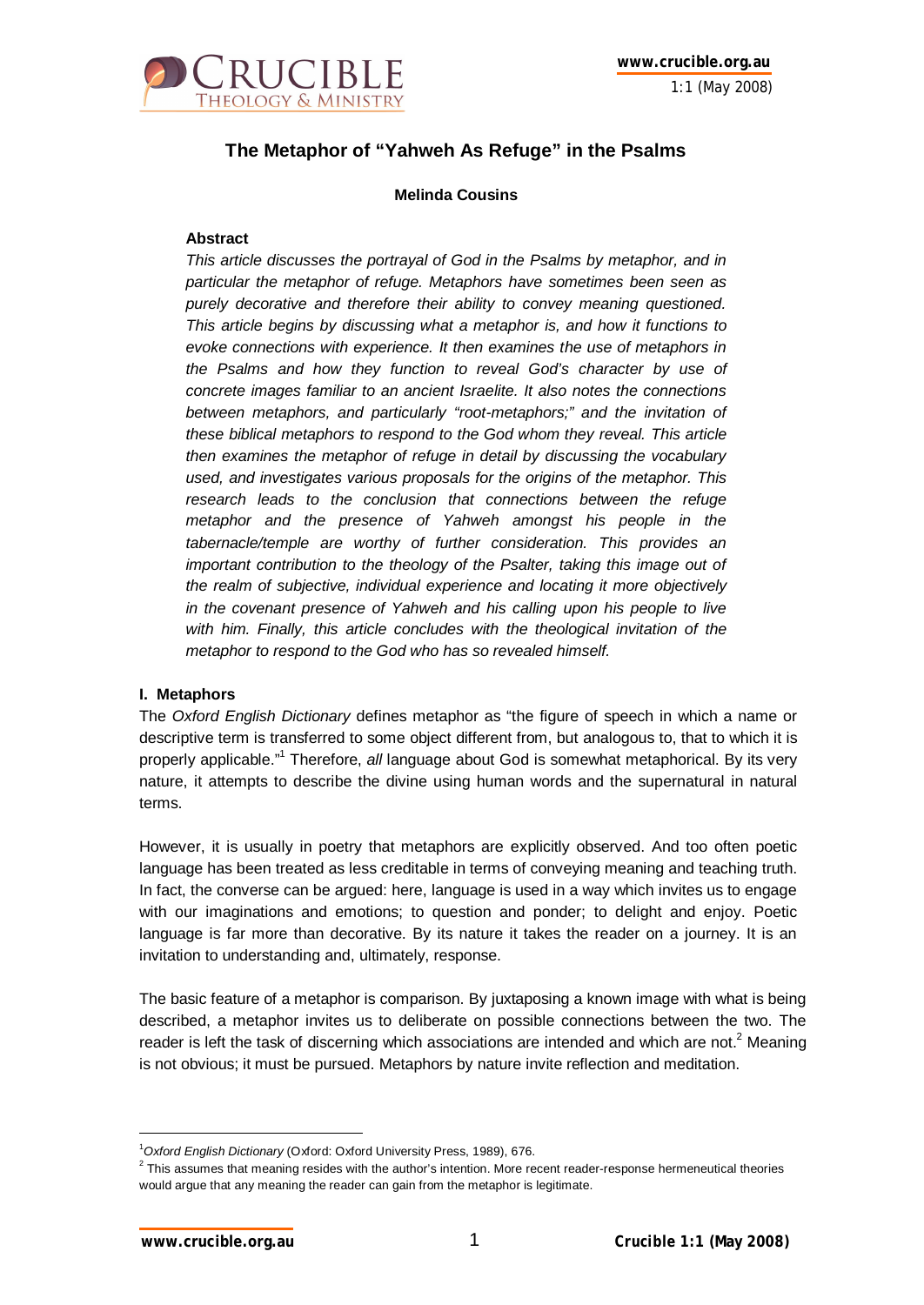# The Metaphor of "Yahweh As Refuge" in the Psalms

**Melinda Cousins**

**Abstract**

*This article discusses the portrayal of God in the Psalms by metaphor, and in particular the metaphor of refuge. Metaphors have sometimes been seen as purely decorative and therefore their ability to convey meaning questioned. This article begins by discussing what a metaphor is, and how it functions to evoke connections with experience. It then examines the use of metaphors in the Psalms and how they function to reveal God's character by use of concrete images familiar to an ancient Israelite. It also notes the connections between metaphors, and particularly "root-metaphors;" and the invitation of these biblical metaphors to respond to the God whom they reveal. This article then examines the metaphor of refuge in detail by discussing the vocabulary used, and investigates various proposals for the origins of the metaphor. This research leads to the conclusion that connections between the refuge metaphor and the presence of Yahweh amongst his people in the tabernacle/temple are worthy of further consideration. This provides an important contribution to the theology of the Psalter, taking this image out of the realm of subjective, individual experience and locating it more objectively in the covenant presence of Yahweh and his calling upon his people to live with him. Finally, this article concludes with the theological invitation of the metaphor to respond to the God who has so revealed himself.*

## I. Metaphors

The *Oxford English Dictionary* defines metaphor as "the figure of speech in which a name or descriptive term is transferred to some object different from, but analogous to, that to which it is properly applicable."[1] Therefore, *all* language about God is somewhat metaphorical. By its very nature, it attempts to describe the divine using human words and the supernatural in natural terms.

However, it is usually in poetry that metaphors are explicitly observed. And too often poetic language has been treated as less creditable in terms of conveying meaning and teaching truth. In fact, the converse can be argued: here, language is used in a way which invites us to engage with our imaginations and emotions; to question and ponder; to delight and enjoy. Poetic language is far more than decorative. By its nature it takes the reader on a journey. It is an invitation to understanding and, ultimately, response.

The basic feature of a metaphor is comparison. By juxtaposing a known image with what is being described, a metaphor invites us to deliberate on possible connections between the two. The reader is left the task of discerning which associations are intended and which are not.[2] Meaning is not obvious; it must be pursued. Metaphors by nature invite reflection and meditation.

---

[1] *Oxford English Dictionary* (Oxford: Oxford University Press, 1989), 676.

[2] This assumes that meaning resides with the author's intention. More recent reader-response hermeneutical theories would argue that any meaning the reader can gain from the metaphor is legitimate.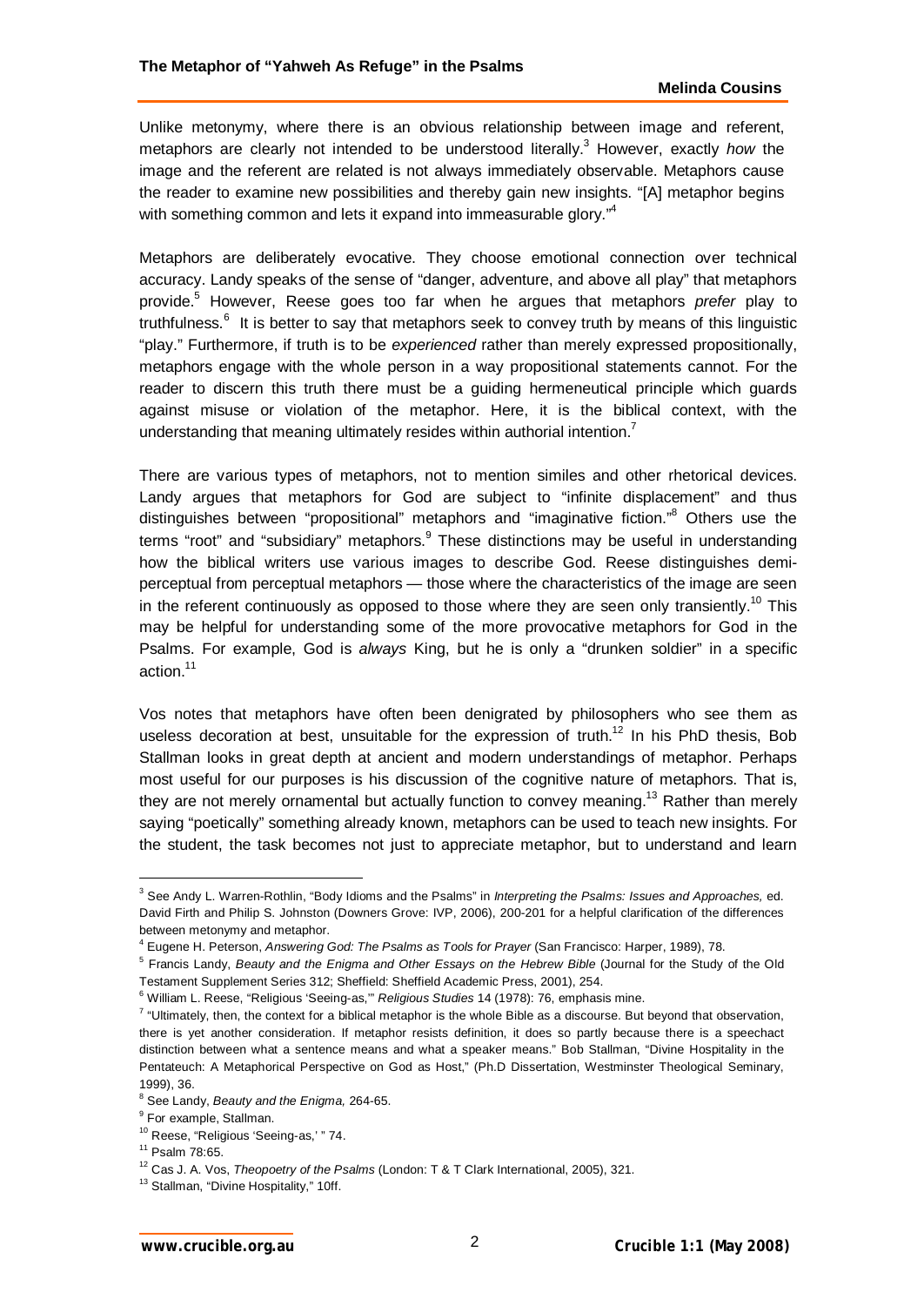Unlike metonymy, where there is an obvious relationship between image and referent, metaphors are clearly not intended to be understood literally.[3] However, exactly *how* the image and the referent are related is not always immediately observable. Metaphors cause the reader to examine new possibilities and thereby gain new insights. "[A] metaphor begins with something common and lets it expand into immeasurable glory."[4]

Metaphors are deliberately evocative. They choose emotional connection over technical accuracy. Landy speaks of the sense of "danger, adventure, and above all play" that metaphors provide.[5] However, Reese goes too far when he argues that metaphors *prefer* play to truthfulness.[6] It is better to say that metaphors seek to convey truth by means of this linguistic "play." Furthermore, if truth is to be *experienced* rather than merely expressed propositionally, metaphors engage with the whole person in a way propositional statements cannot. For the reader to discern this truth there must be a guiding hermeneutical principle which guards against misuse or violation of the metaphor. Here, it is the biblical context, with the understanding that meaning ultimately resides within authorial intention.[7]

There are various types of metaphors, not to mention similes and other rhetorical devices. Landy argues that metaphors for God are subject to "infinite displacement" and thus distinguishes between "propositional" metaphors and "imaginative fiction."[8] Others use the terms "root" and "subsidiary" metaphors.[9] These distinctions may be useful in understanding how the biblical writers use various images to describe God. Reese distinguishes demi-perceptual from perceptual metaphors — those where the characteristics of the image are seen in the referent continuously as opposed to those where they are seen only transiently.[10] This may be helpful for understanding some of the more provocative metaphors for God in the Psalms. For example, God is *always* King, but he is only a "drunken soldier" in a specific action.[11]

Vos notes that metaphors have often been denigrated by philosophers who see them as useless decoration at best, unsuitable for the expression of truth.[12] In his PhD thesis, Bob Stallman looks in great depth at ancient and modern understandings of metaphor. Perhaps most useful for our purposes is his discussion of the cognitive nature of metaphors. That is, they are not merely ornamental but actually function to convey meaning.[13] Rather than merely saying "poetically" something already known, metaphors can be used to teach new insights. For the student, the task becomes not just to appreciate metaphor, but to understand and learn

---

[3] See Andy L. Warren-Rothlin, "Body Idioms and the Psalms" in *Interpreting the Psalms: Issues and Approaches,* ed. David Firth and Philip S. Johnston (Downers Grove: IVP, 2006), 200-201 for a helpful clarification of the differences between metonymy and metaphor.

[4] Eugene H. Peterson, *Answering God: The Psalms as Tools for Prayer* (San Francisco: Harper, 1989), 78.

[5] Francis Landy, *Beauty and the Enigma and Other Essays on the Hebrew Bible* (Journal for the Study of the Old Testament Supplement Series 312; Sheffield: Sheffield Academic Press, 2001), 254.

[6] William L. Reese, "Religious 'Seeing-as,'" *Religious Studies* 14 (1978): 76, emphasis mine.

[7] "Ultimately, then, the context for a biblical metaphor is the whole Bible as a discourse. But beyond that observation, there is yet another consideration. If metaphor resists definition, it does so partly because there is a speechact distinction between what a sentence means and what a speaker means." Bob Stallman, "Divine Hospitality in the Pentateuch: A Metaphorical Perspective on God as Host," (Ph.D Dissertation, Westminster Theological Seminary, 1999), 36.

[8] See Landy, *Beauty and the Enigma,* 264-65.

[9] For example, Stallman.

[10] Reese, "Religious 'Seeing-as,' " 74.

[11] Psalm 78:65.

[12] Cas J. A. Vos, *Theopoetry of the Psalms* (London: T & T Clark International, 2005), 321.

[13] Stallman, "Divine Hospitality," 10ff.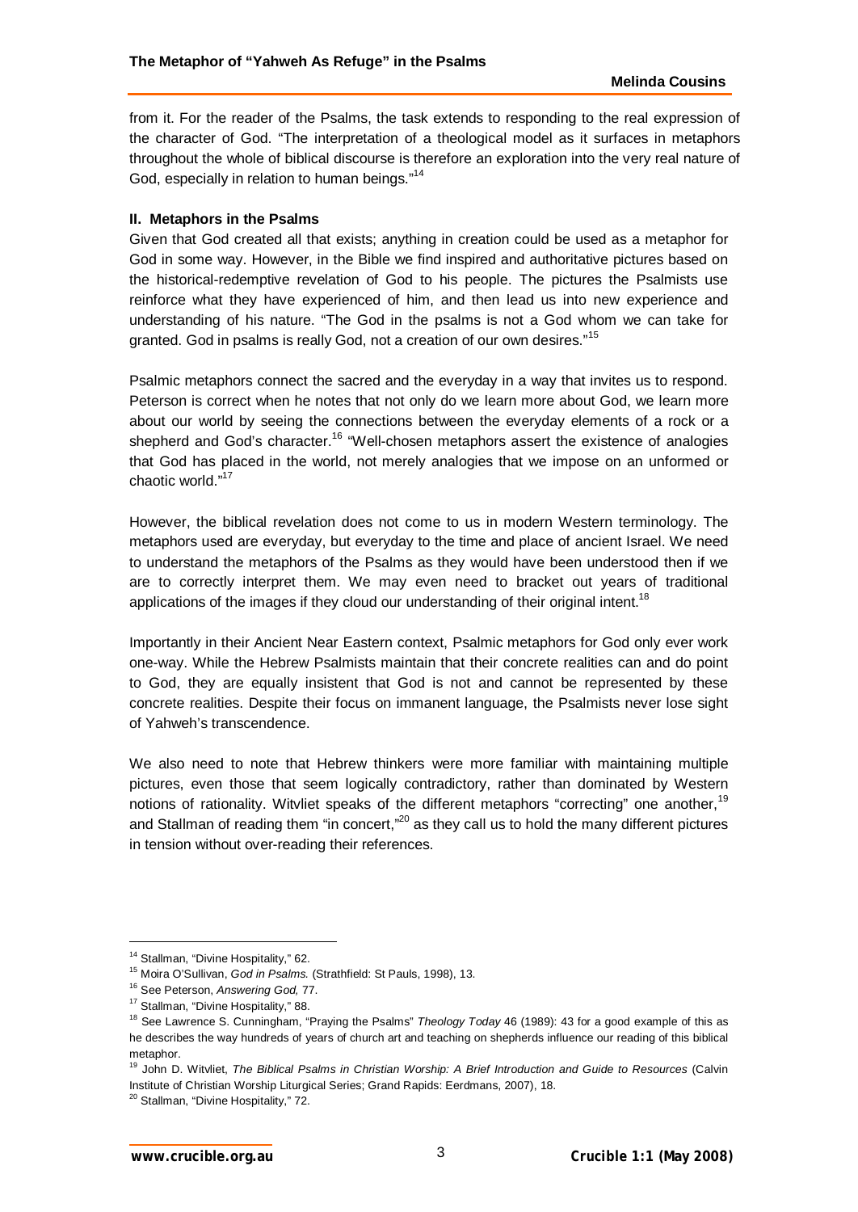from it. For the reader of the Psalms, the task extends to responding to the real expression of the character of God. "The interpretation of a theological model as it surfaces in metaphors throughout the whole of biblical discourse is therefore an exploration into the very real nature of God, especially in relation to human beings."[14]

**II. Metaphors in the Psalms**

Given that God created all that exists; anything in creation could be used as a metaphor for God in some way. However, in the Bible we find inspired and authoritative pictures based on the historical-redemptive revelation of God to his people. The pictures the Psalmists use reinforce what they have experienced of him, and then lead us into new experience and understanding of his nature. "The God in the psalms is not a God whom we can take for granted. God in psalms is really God, not a creation of our own desires."[15]

Psalmic metaphors connect the sacred and the everyday in a way that invites us to respond. Peterson is correct when he notes that not only do we learn more about God, we learn more about our world by seeing the connections between the everyday elements of a rock or a shepherd and God's character.[16] "Well-chosen metaphors assert the existence of analogies that God has placed in the world, not merely analogies that we impose on an unformed or chaotic world."[17]

However, the biblical revelation does not come to us in modern Western terminology. The metaphors used are everyday, but everyday to the time and place of ancient Israel. We need to understand the metaphors of the Psalms as they would have been understood then if we are to correctly interpret them. We may even need to bracket out years of traditional applications of the images if they cloud our understanding of their original intent.[18]

Importantly in their Ancient Near Eastern context, Psalmic metaphors for God only ever work one-way. While the Hebrew Psalmists maintain that their concrete realities can and do point to God, they are equally insistent that God is not and cannot be represented by these concrete realities. Despite their focus on immanent language, the Psalmists never lose sight of Yahweh's transcendence.

We also need to note that Hebrew thinkers were more familiar with maintaining multiple pictures, even those that seem logically contradictory, rather than dominated by Western notions of rationality. Witvliet speaks of the different metaphors "correcting" one another,[19] and Stallman of reading them "in concert,"[20] as they call us to hold the many different pictures in tension without over-reading their references.

---

[14] Stallman, "Divine Hospitality," 62.

[15] Moira O'Sullivan, *God in Psalms.* (Strathfield: St Pauls, 1998), 13.

[16] See Peterson, *Answering God,* 77.

[17] Stallman, "Divine Hospitality," 88.

[18] See Lawrence S. Cunningham, "Praying the Psalms" *Theology Today* 46 (1989): 43 for a good example of this as he describes the way hundreds of years of church art and teaching on shepherds influence our reading of this biblical metaphor.

[19] John D. Witvliet, *The Biblical Psalms in Christian Worship: A Brief Introduction and Guide to Resources* (Calvin Institute of Christian Worship Liturgical Series; Grand Rapids: Eerdmans, 2007), 18.

[20] Stallman, "Divine Hospitality," 72.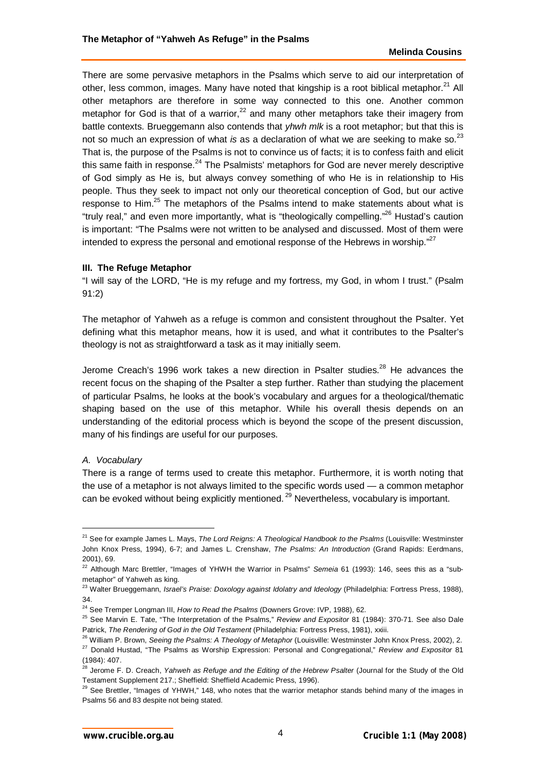There are some pervasive metaphors in the Psalms which serve to aid our interpretation of other, less common, images. Many have noted that kingship is a root biblical metaphor.[21] All other metaphors are therefore in some way connected to this one. Another common metaphor for God is that of a warrior,[22] and many other metaphors take their imagery from battle contexts. Brueggemann also contends that *yhwh mlk* is a root metaphor; but that this is not so much an expression of what *is* as a declaration of what we are seeking to make so.[23] That is, the purpose of the Psalms is not to convince us of facts; it is to confess faith and elicit this same faith in response.[24] The Psalmists' metaphors for God are never merely descriptive of God simply as He is, but always convey something of who He is in relationship to His people. Thus they seek to impact not only our theoretical conception of God, but our active response to Him.[25] The metaphors of the Psalms intend to make statements about what is "truly real," and even more importantly, what is "theologically compelling."[26] Hustad's caution is important: "The Psalms were not written to be analysed and discussed. Most of them were intended to express the personal and emotional response of the Hebrews in worship."[27]

### III. The Refuge Metaphor

"I will say of the LORD, "He is my refuge and my fortress, my God, in whom I trust." (Psalm 91:2)

The metaphor of Yahweh as a refuge is common and consistent throughout the Psalter. Yet defining what this metaphor means, how it is used, and what it contributes to the Psalter's theology is not as straightforward a task as it may initially seem.

Jerome Creach's 1996 work takes a new direction in Psalter studies.[28] He advances the recent focus on the shaping of the Psalter a step further. Rather than studying the placement of particular Psalms, he looks at the book's vocabulary and argues for a theological/thematic shaping based on the use of this metaphor. While his overall thesis depends on an understanding of the editorial process which is beyond the scope of the present discussion, many of his findings are useful for our purposes.

#### *A. Vocabulary*

There is a range of terms used to create this metaphor. Furthermore, it is worth noting that the use of a metaphor is not always limited to the specific words used — a common metaphor can be evoked without being explicitly mentioned.[29] Nevertheless, vocabulary is important.

---

[21] See for example James L. Mays, *The Lord Reigns: A Theological Handbook to the Psalms* (Louisville: Westminster John Knox Press, 1994), 6-7; and James L. Crenshaw, *The Psalms: An Introduction* (Grand Rapids: Eerdmans, 2001), 69.

[22] Although Marc Brettler, "Images of YHWH the Warrior in Psalms" *Semeia* 61 (1993): 146, sees this as a "sub-metaphor" of Yahweh as king.

[23] Walter Brueggemann, *Israel's Praise: Doxology against Idolatry and Ideology* (Philadelphia: Fortress Press, 1988), 34.

[24] See Tremper Longman III, *How to Read the Psalms* (Downers Grove: IVP, 1988), 62.

[25] See Marvin E. Tate, "The Interpretation of the Psalms," *Review and Expositor* 81 (1984): 370-71. See also Dale Patrick, *The Rendering of God in the Old Testament* (Philadelphia: Fortress Press, 1981), xxiii.

[26] William P. Brown, *Seeing the Psalms: A Theology of Metaphor* (Louisville: Westminster John Knox Press, 2002), 2.

[27] Donald Hustad, "The Psalms as Worship Expression: Personal and Congregational," *Review and Expositor* 81 (1984): 407.

[28] Jerome F. D. Creach, *Yahweh as Refuge and the Editing of the Hebrew Psalter* (Journal for the Study of the Old Testament Supplement 217.; Sheffield: Sheffield Academic Press, 1996).

[29] See Brettler, "Images of YHWH," 148, who notes that the warrior metaphor stands behind many of the images in Psalms 56 and 83 despite not being stated.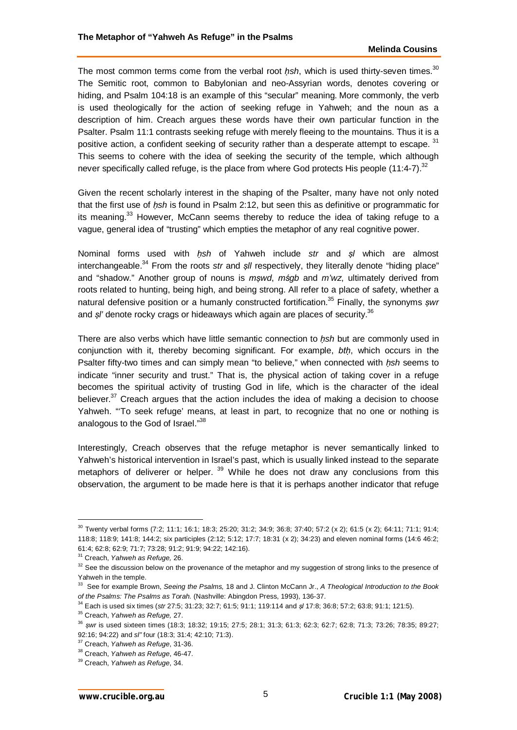The most common terms come from the verbal root *ḥsh*, which is used thirty-seven times.[30] The Semitic root, common to Babylonian and neo-Assyrian words, denotes covering or hiding, and Psalm 104:18 is an example of this "secular" meaning. More commonly, the verb is used theologically for the action of seeking refuge in Yahweh; and the noun as a description of him. Creach argues these words have their own particular function in the Psalter. Psalm 11:1 contrasts seeking refuge with merely fleeing to the mountains. Thus it is a positive action, a confident seeking of security rather than a desperate attempt to escape. [31] This seems to cohere with the idea of seeking the security of the temple, which although never specifically called refuge, is the place from where God protects His people (11:4-7).[32]

Given the recent scholarly interest in the shaping of the Psalter, many have not only noted that the first use of *ḥsh* is found in Psalm 2:12, but seen this as definitive or programmatic for its meaning.[33] However, McCann seems thereby to reduce the idea of taking refuge to a vague, general idea of "trusting" which empties the metaphor of any real cognitive power.

Nominal forms used with *ḥsh* of Yahweh include *str* and *ṣl* which are almost interchangeable.[34] From the roots *str* and *ṣll* respectively, they literally denote "hiding place" and "shadow." Another group of nouns is *mṣwd*, *mśgb* and *m'wz*, ultimately derived from roots related to hunting, being high, and being strong. All refer to a place of safety, whether a natural defensive position or a humanly constructed fortification.[35] Finally, the synonyms *ṣwr* and *ṣl'* denote rocky crags or hideaways which again are places of security.[36]

There are also verbs which have little semantic connection to *ḥsh* but are commonly used in conjunction with it, thereby becoming significant. For example, *btḥ*, which occurs in the Psalter fifty-two times and can simply mean "to believe," when connected with *ḥsh* seems to indicate "inner security and trust." That is, the physical action of taking cover in a refuge becomes the spiritual activity of trusting God in life, which is the character of the ideal believer.[37] Creach argues that the action includes the idea of making a decision to choose Yahweh. "'To seek refuge' means, at least in part, to recognize that no one or nothing is analogous to the God of Israel."[38]

Interestingly, Creach observes that the refuge metaphor is never semantically linked to Yahweh's historical intervention in Israel's past, which is usually linked instead to the separate metaphors of deliverer or helper. [39] While he does not draw any conclusions from this observation, the argument to be made here is that it is perhaps another indicator that refuge

---

[30] Twenty verbal forms (7:2; 11:1; 16:1; 18:3; 25:20; 31:2; 34:9; 36:8; 37:40; 57:2 (x 2); 61:5 (x 2); 64:11; 71:1; 91:4; 118:8; 118:9; 141:8; 144:2; six participles (2:12; 5:12; 17:7; 18:31 (x 2); 34:23) and eleven nominal forms (14:6 46:2; 61:4; 62:8; 62:9; 71:7; 73:28; 91:2; 91:9; 94:22; 142:16).

[31] Creach, *Yahweh as Refuge,* 26.

[32] See the discussion below on the provenance of the metaphor and my suggestion of strong links to the presence of Yahweh in the temple.

[33] See for example Brown, *Seeing the Psalms,* 18 and J. Clinton McCann Jr., *A Theological Introduction to the Book of the Psalms: The Psalms as Torah.* (Nashville: Abingdon Press, 1993), 136-37.

[34] Each is used six times (*str* 27:5; 31:23; 32:7; 61:5; 91:1; 119:114 and *ṣl* 17:8; 36:8; 57:2; 63:8; 91:1; 121:5).

[35] Creach, *Yahweh as Refuge,* 27.

[36] *ṣwr* is used sixteen times (18:3; 18:32; 19:15; 27:5; 28:1; 31:3; 61:3; 62:3; 62:7; 62:8; 71:3; 73:26; 78:35; 89:27; 92:16; 94:22) and *sl"* four (18:3; 31:4; 42:10; 71:3).

[37] Creach, *Yahweh as Refuge*, 31-36.

[38] Creach, *Yahweh as Refuge*, 46-47.

[39] Creach, *Yahweh as Refuge*, 34.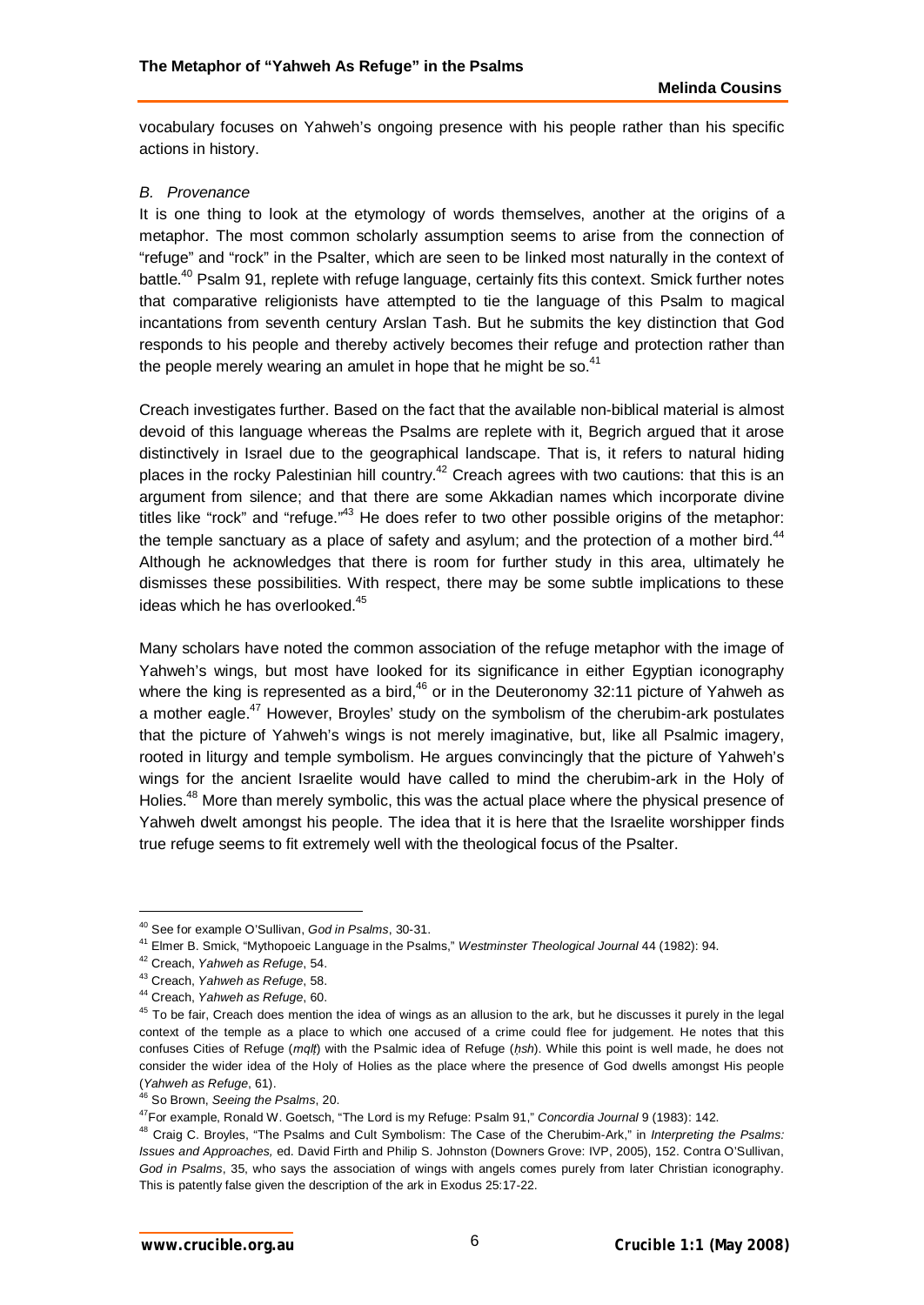vocabulary focuses on Yahweh's ongoing presence with his people rather than his specific actions in history.

### *B. Provenance*

It is one thing to look at the etymology of words themselves, another at the origins of a metaphor. The most common scholarly assumption seems to arise from the connection of "refuge" and "rock" in the Psalter, which are seen to be linked most naturally in the context of battle.[40] Psalm 91, replete with refuge language, certainly fits this context. Smick further notes that comparative religionists have attempted to tie the language of this Psalm to magical incantations from seventh century Arslan Tash. But he submits the key distinction that God responds to his people and thereby actively becomes their refuge and protection rather than the people merely wearing an amulet in hope that he might be so.[41]

Creach investigates further. Based on the fact that the available non-biblical material is almost devoid of this language whereas the Psalms are replete with it, Begrich argued that it arose distinctively in Israel due to the geographical landscape. That is, it refers to natural hiding places in the rocky Palestinian hill country.[42] Creach agrees with two cautions: that this is an argument from silence; and that there are some Akkadian names which incorporate divine titles like "rock" and "refuge."[43] He does refer to two other possible origins of the metaphor: the temple sanctuary as a place of safety and asylum; and the protection of a mother bird.[44] Although he acknowledges that there is room for further study in this area, ultimately he dismisses these possibilities. With respect, there may be some subtle implications to these ideas which he has overlooked.[45]

Many scholars have noted the common association of the refuge metaphor with the image of Yahweh's wings, but most have looked for its significance in either Egyptian iconography where the king is represented as a bird,[46] or in the Deuteronomy 32:11 picture of Yahweh as a mother eagle.[47] However, Broyles' study on the symbolism of the cherubim-ark postulates that the picture of Yahweh's wings is not merely imaginative, but, like all Psalmic imagery, rooted in liturgy and temple symbolism. He argues convincingly that the picture of Yahweh's wings for the ancient Israelite would have called to mind the cherubim-ark in the Holy of Holies.[48] More than merely symbolic, this was the actual place where the physical presence of Yahweh dwelt amongst his people. The idea that it is here that the Israelite worshipper finds true refuge seems to fit extremely well with the theological focus of the Psalter.

---

[40] See for example O'Sullivan, *God in Psalms*, 30-31.

[41] Elmer B. Smick, "Mythopoeic Language in the Psalms," *Westminster Theological Journal* 44 (1982): 94.

[42] Creach, *Yahweh as Refuge*, 54.

[43] Creach, *Yahweh as Refuge*, 58.

[44] Creach, *Yahweh as Refuge*, 60.

[45] To be fair, Creach does mention the idea of wings as an allusion to the ark, but he discusses it purely in the legal context of the temple as a place to which one accused of a crime could flee for judgement. He notes that this confuses Cities of Refuge (*mqlṭ*) with the Psalmic idea of Refuge (*ḥsh*). While this point is well made, he does not consider the wider idea of the Holy of Holies as the place where the presence of God dwells amongst His people (*Yahweh as Refuge*, 61).

[46] So Brown, *Seeing the Psalms*, 20.

[47] For example, Ronald W. Goetsch, "The Lord is my Refuge: Psalm 91," *Concordia Journal* 9 (1983): 142.

[48] Craig C. Broyles, "The Psalms and Cult Symbolism: The Case of the Cherubim-Ark," in *Interpreting the Psalms: Issues and Approaches,* ed. David Firth and Philip S. Johnston (Downers Grove: IVP, 2005), 152. Contra O'Sullivan, *God in Psalms*, 35, who says the association of wings with angels comes purely from later Christian iconography. This is patently false given the description of the ark in Exodus 25:17-22.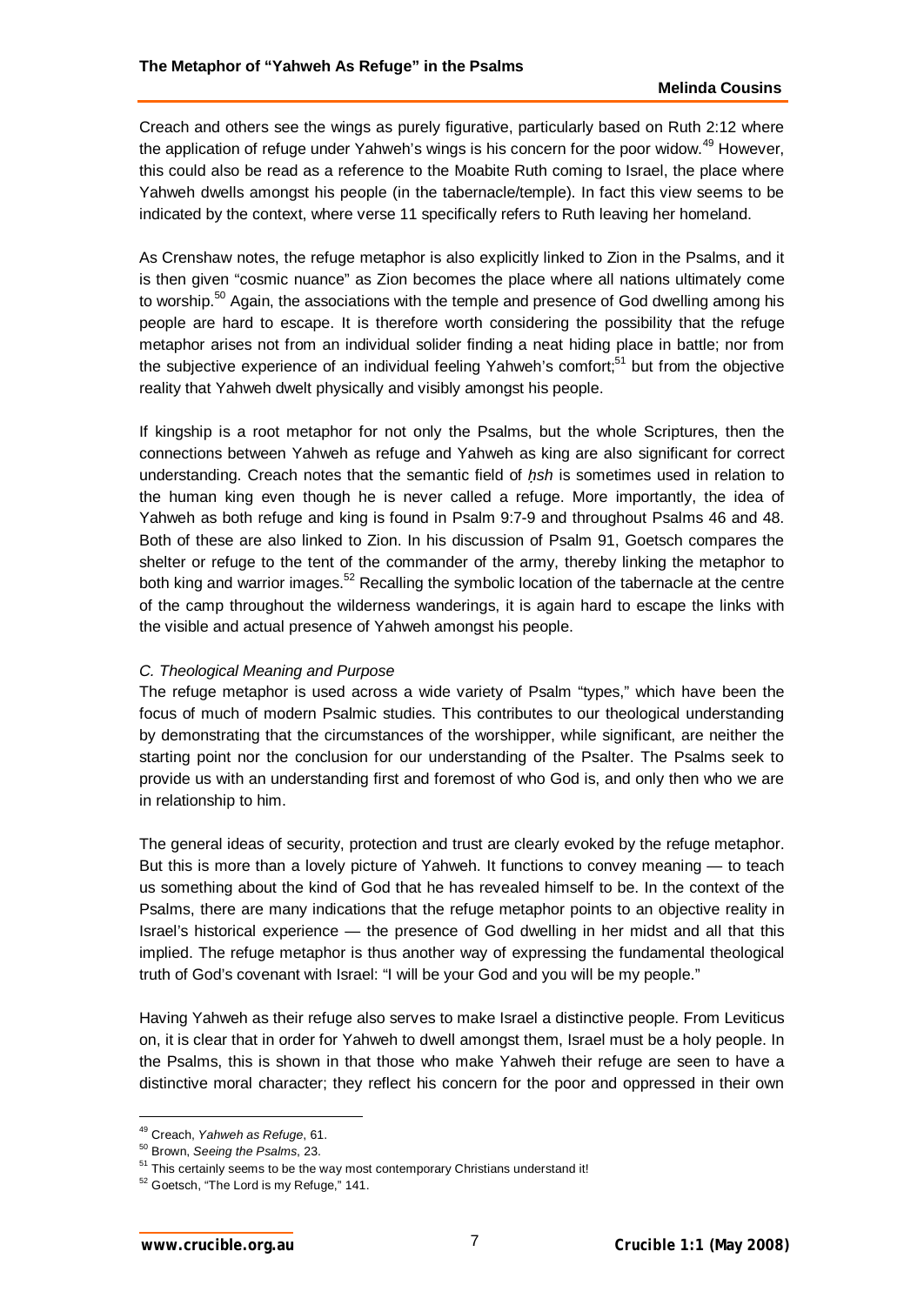Creach and others see the wings as purely figurative, particularly based on Ruth 2:12 where the application of refuge under Yahweh's wings is his concern for the poor widow.[49] However, this could also be read as a reference to the Moabite Ruth coming to Israel, the place where Yahweh dwells amongst his people (in the tabernacle/temple). In fact this view seems to be indicated by the context, where verse 11 specifically refers to Ruth leaving her homeland.

As Crenshaw notes, the refuge metaphor is also explicitly linked to Zion in the Psalms, and it is then given "cosmic nuance" as Zion becomes the place where all nations ultimately come to worship.[50] Again, the associations with the temple and presence of God dwelling among his people are hard to escape. It is therefore worth considering the possibility that the refuge metaphor arises not from an individual solider finding a neat hiding place in battle; nor from the subjective experience of an individual feeling Yahweh's comfort;[51] but from the objective reality that Yahweh dwelt physically and visibly amongst his people.

If kingship is a root metaphor for not only the Psalms, but the whole Scriptures, then the connections between Yahweh as refuge and Yahweh as king are also significant for correct understanding. Creach notes that the semantic field of *ḥsh* is sometimes used in relation to the human king even though he is never called a refuge. More importantly, the idea of Yahweh as both refuge and king is found in Psalm 9:7-9 and throughout Psalms 46 and 48. Both of these are also linked to Zion. In his discussion of Psalm 91, Goetsch compares the shelter or refuge to the tent of the commander of the army, thereby linking the metaphor to both king and warrior images.[52] Recalling the symbolic location of the tabernacle at the centre of the camp throughout the wilderness wanderings, it is again hard to escape the links with the visible and actual presence of Yahweh amongst his people.

*C. Theological Meaning and Purpose*

The refuge metaphor is used across a wide variety of Psalm "types," which have been the focus of much of modern Psalmic studies. This contributes to our theological understanding by demonstrating that the circumstances of the worshipper, while significant, are neither the starting point nor the conclusion for our understanding of the Psalter. The Psalms seek to provide us with an understanding first and foremost of who God is, and only then who we are in relationship to him.

The general ideas of security, protection and trust are clearly evoked by the refuge metaphor. But this is more than a lovely picture of Yahweh. It functions to convey meaning — to teach us something about the kind of God that he has revealed himself to be. In the context of the Psalms, there are many indications that the refuge metaphor points to an objective reality in Israel's historical experience — the presence of God dwelling in her midst and all that this implied. The refuge metaphor is thus another way of expressing the fundamental theological truth of God's covenant with Israel: "I will be your God and you will be my people."

Having Yahweh as their refuge also serves to make Israel a distinctive people. From Leviticus on, it is clear that in order for Yahweh to dwell amongst them, Israel must be a holy people. In the Psalms, this is shown in that those who make Yahweh their refuge are seen to have a distinctive moral character; they reflect his concern for the poor and oppressed in their own

[49] Creach, *Yahweh as Refuge*, 61.

[50] Brown, *Seeing the Psalms*, 23.

[51] This certainly seems to be the way most contemporary Christians understand it!

[52] Goetsch, "The Lord is my Refuge," 141.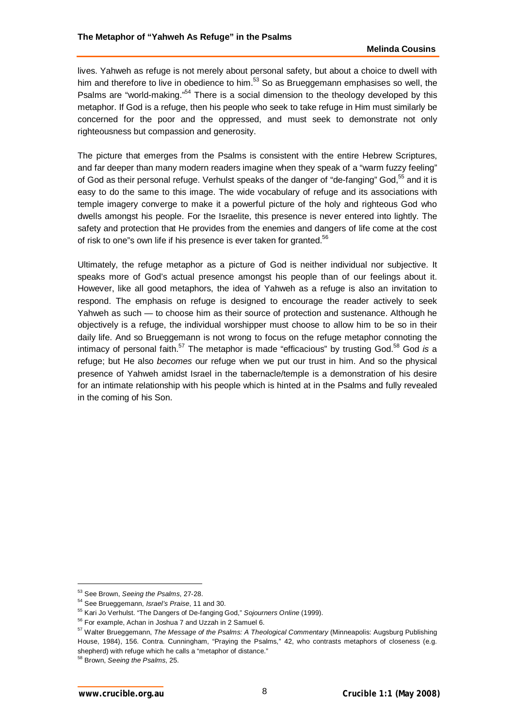lives. Yahweh as refuge is not merely about personal safety, but about a choice to dwell with him and therefore to live in obedience to him.[53] So as Brueggemann emphasises so well, the Psalms are "world-making."[54] There is a social dimension to the theology developed by this metaphor. If God is a refuge, then his people who seek to take refuge in Him must similarly be concerned for the poor and the oppressed, and must seek to demonstrate not only righteousness but compassion and generosity.

The picture that emerges from the Psalms is consistent with the entire Hebrew Scriptures, and far deeper than many modern readers imagine when they speak of a "warm fuzzy feeling" of God as their personal refuge. Verhulst speaks of the danger of "de-fanging" God,[55] and it is easy to do the same to this image. The wide vocabulary of refuge and its associations with temple imagery converge to make it a powerful picture of the holy and righteous God who dwells amongst his people. For the Israelite, this presence is never entered into lightly. The safety and protection that He provides from the enemies and dangers of life come at the cost of risk to one"s own life if his presence is ever taken for granted.[56]

Ultimately, the refuge metaphor as a picture of God is neither individual nor subjective. It speaks more of God's actual presence amongst his people than of our feelings about it. However, like all good metaphors, the idea of Yahweh as a refuge is also an invitation to respond. The emphasis on refuge is designed to encourage the reader actively to seek Yahweh as such — to choose him as their source of protection and sustenance. Although he objectively is a refuge, the individual worshipper must choose to allow him to be so in their daily life. And so Brueggemann is not wrong to focus on the refuge metaphor connoting the intimacy of personal faith.[57] The metaphor is made "efficacious" by trusting God.[58] God *is* a refuge; but He also *becomes* our refuge when we put our trust in him. And so the physical presence of Yahweh amidst Israel in the tabernacle/temple is a demonstration of his desire for an intimate relationship with his people which is hinted at in the Psalms and fully revealed in the coming of his Son.

---

[53] See Brown, *Seeing the Psalms*, 27-28.

[54] See Brueggemann, *Israel's Praise*, 11 and 30.

[55] Kari Jo Verhulst. "The Dangers of De-fanging God," *Sojourners Online* (1999).

[56] For example, Achan in Joshua 7 and Uzzah in 2 Samuel 6.

[57] Walter Brueggemann, *The Message of the Psalms: A Theological Commentary* (Minneapolis: Augsburg Publishing House, 1984), 156. Contra. Cunningham, "Praying the Psalms," 42, who contrasts metaphors of closeness (e.g. shepherd) with refuge which he calls a "metaphor of distance."

[58] Brown, *Seeing the Psalms*, 25.